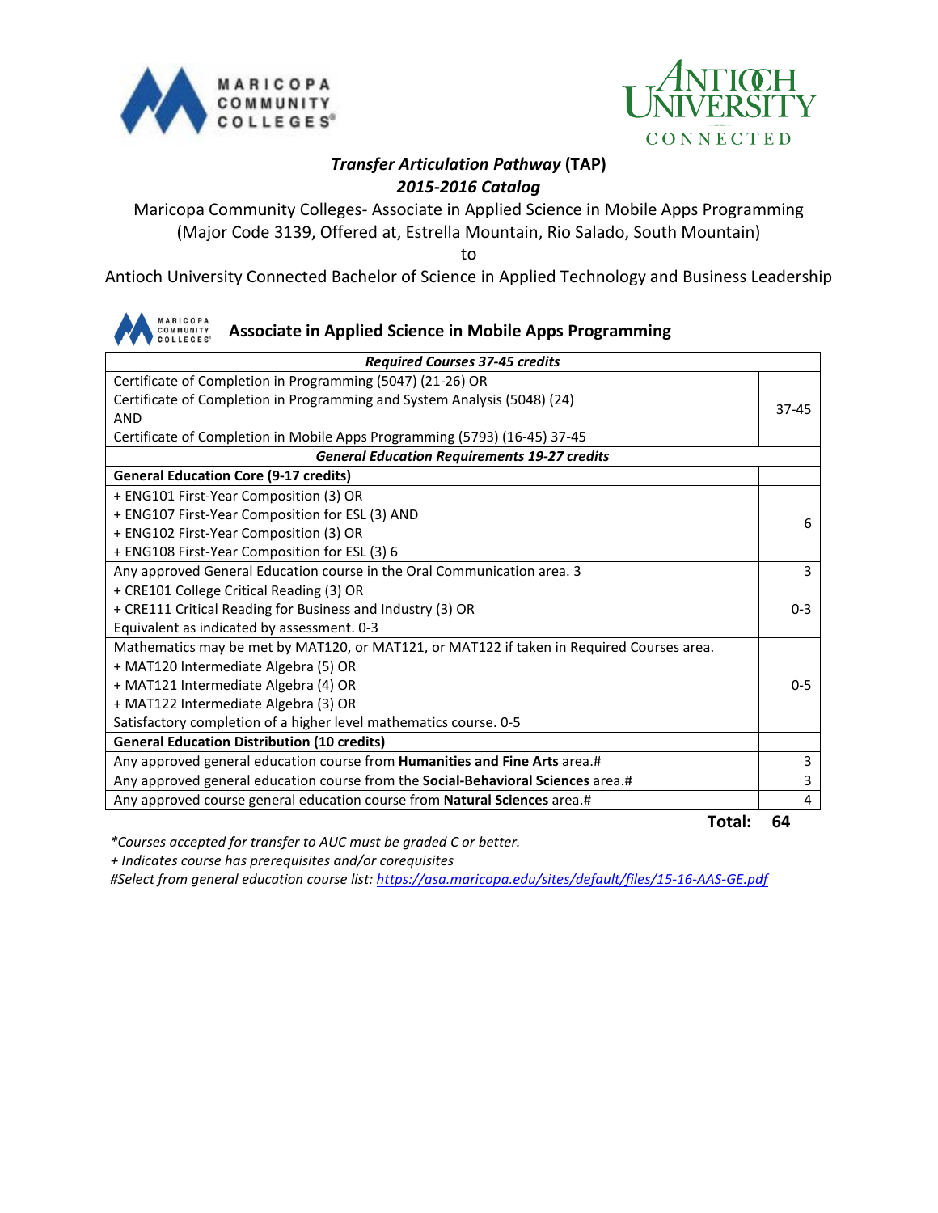MARICOPA COMMUNITY COLLEGES

ANTIOCH UNIVERSITY CONNECTED

# *Transfer Articulation Pathway* (TAP)

## *2015-2016 Catalog*

Maricopa Community Colleges- Associate in Applied Science in Mobile Apps Programming
(Major Code 3139, Offered at, Estrella Mountain, Rio Salado, South Mountain)

to

Antioch University Connected Bachelor of Science in Applied Technology and Business Leadership

## Associate in Applied Science in Mobile Apps Programming

| ***Required Courses 37-45 credits*** | |
|---|---|
| Certificate of Completion in Programming (5047) (21-26) OR<br>Certificate of Completion in Programming and System Analysis (5048) (24)<br>AND<br>Certificate of Completion in Mobile Apps Programming (5793) (16-45) 37-45 | 37-45 |
| ***General Education Requirements 19-27 credits*** | |
| **General Education Core (9-17 credits)** | |
| + ENG101 First-Year Composition (3) OR<br>+ ENG107 First-Year Composition for ESL (3) AND<br>+ ENG102 First-Year Composition (3) OR<br>+ ENG108 First-Year Composition for ESL (3) 6 | 6 |
| Any approved General Education course in the Oral Communication area. 3 | 3 |
| + CRE101 College Critical Reading (3) OR<br>+ CRE111 Critical Reading for Business and Industry (3) OR<br>Equivalent as indicated by assessment. 0-3 | 0-3 |
| Mathematics may be met by MAT120, or MAT121, or MAT122 if taken in Required Courses area.<br>+ MAT120 Intermediate Algebra (5) OR<br>+ MAT121 Intermediate Algebra (4) OR<br>+ MAT122 Intermediate Algebra (3) OR<br>Satisfactory completion of a higher level mathematics course. 0-5 | 0-5 |
| **General Education Distribution (10 credits)** | |
| Any approved general education course from **Humanities and Fine Arts** area.# | 3 |
| Any approved general education course from the **Social-Behavioral Sciences** area.# | 3 |
| Any approved course general education course from **Natural Sciences** area.# | 4 |
| **Total:** | **64** |

*\*Courses accepted for transfer to AUC must be graded C or better.*

*+ Indicates course has prerequisites and/or corequisites*

*#Select from general education course list: https://asa.maricopa.edu/sites/default/files/15-16-AAS-GE.pdf*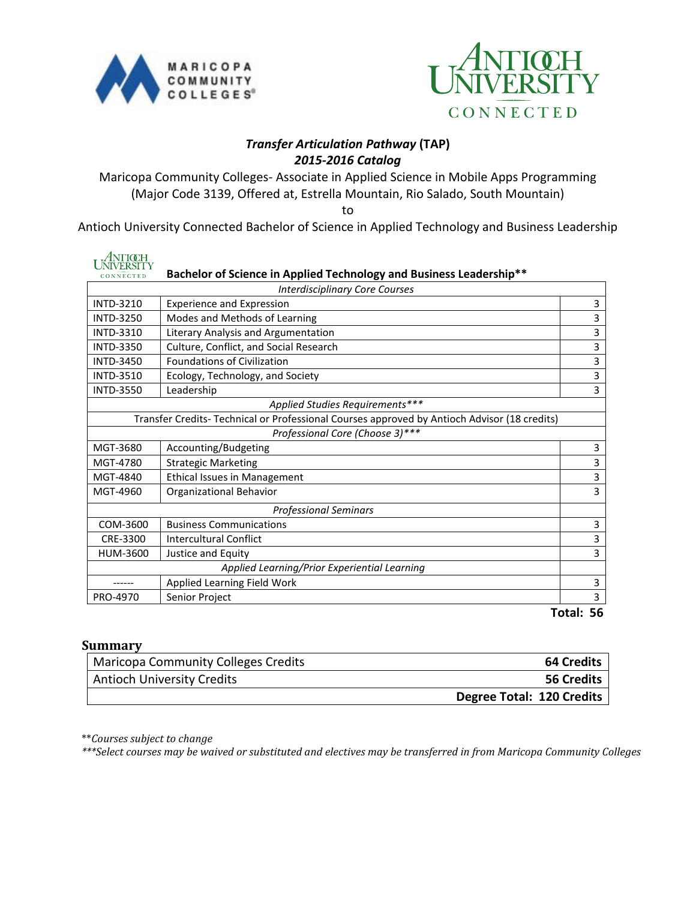*Transfer Articulation Pathway* **(TAP)**
***2015-2016 Catalog***

Maricopa Community Colleges- Associate in Applied Science in Mobile Apps Programming
(Major Code 3139, Offered at, Estrella Mountain, Rio Salado, South Mountain)

to

Antioch University Connected Bachelor of Science in Applied Technology and Business Leadership

**Bachelor of Science in Applied Technology and Business Leadership****

| | | |
|---|---|---|
| *Interdisciplinary Core Courses* | | |
| INTD-3210 | Experience and Expression | 3 |
| INTD-3250 | Modes and Methods of Learning | 3 |
| INTD-3310 | Literary Analysis and Argumentation | 3 |
| INTD-3350 | Culture, Conflict, and Social Research | 3 |
| INTD-3450 | Foundations of Civilization | 3 |
| INTD-3510 | Ecology, Technology, and Society | 3 |
| INTD-3550 | Leadership | 3 |
| *Applied Studies Requirements**** | | |
| Transfer Credits- Technical or Professional Courses approved by Antioch Advisor (18 credits) | | |
| *Professional Core (Choose 3)**** | | |
| MGT-3680 | Accounting/Budgeting | 3 |
| MGT-4780 | Strategic Marketing | 3 |
| MGT-4840 | Ethical Issues in Management | 3 |
| MGT-4960 | Organizational Behavior | 3 |
| *Professional Seminars* | | |
| COM-3600 | Business Communications | 3 |
| CRE-3300 | Intercultural Conflict | 3 |
| HUM-3600 | Justice and Equity | 3 |
| *Applied Learning/Prior Experiential Learning* | | |
| ------ | Applied Learning Field Work | 3 |
| PRO-4970 | Senior Project | 3 |
| | **Total:** | **56** |

## Summary

| | |
|---|---|
| Maricopa Community Colleges Credits | **64 Credits** |
| Antioch University Credits | **56 Credits** |
| | **Degree Total: 120 Credits** |

***Courses subject to change*

****Select courses may be waived or substituted and electives may be transferred in from Maricopa Community Colleges*